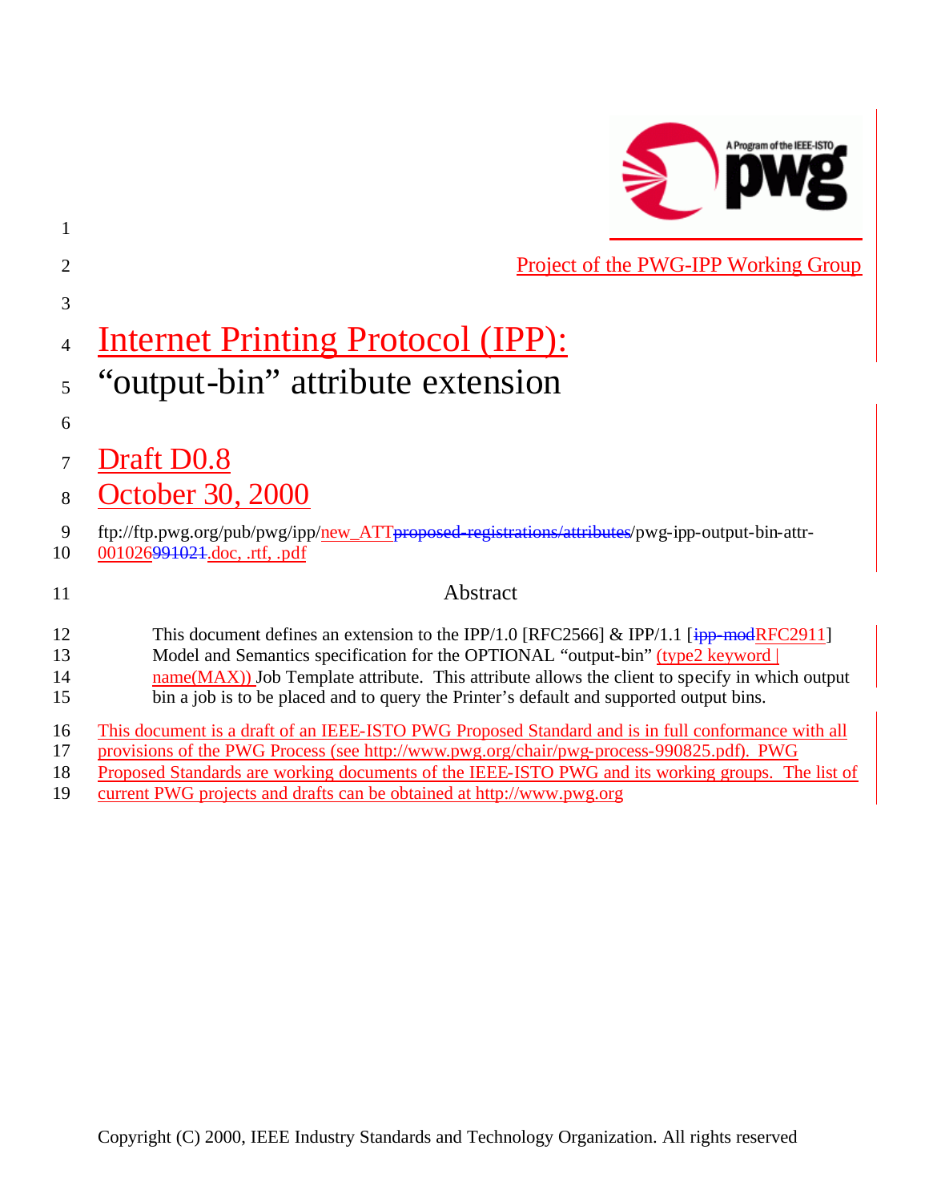Project of the PWG-IPP Working Group

# Internet Printing Protocol (IPP): "output-bin" attribute extension

## Draft D0.8

## October 30, 2000

ftp://ftp.pwg.org/pub/pwg/ipp/new_ATTproposed-registrations/attributes/pwg-ipp-output-bin-attr-001026991021.doc, .rtf, .pdf

### Abstract

This document defines an extension to the IPP/1.0 [RFC2566] & IPP/1.1 [ipp-modRFC2911] Model and Semantics specification for the OPTIONAL "output-bin" (type2 keyword | name(MAX)) Job Template attribute. This attribute allows the client to specify in which output bin a job is to be placed and to query the Printer's default and supported output bins.

This document is a draft of an IEEE-ISTO PWG Proposed Standard and is in full conformance with all provisions of the PWG Process (see http://www.pwg.org/chair/pwg-process-990825.pdf). PWG Proposed Standards are working documents of the IEEE-ISTO PWG and its working groups. The list of current PWG projects and drafts can be obtained at http://www.pwg.org

Copyright (C) 2000, IEEE Industry Standards and Technology Organization. All rights reserved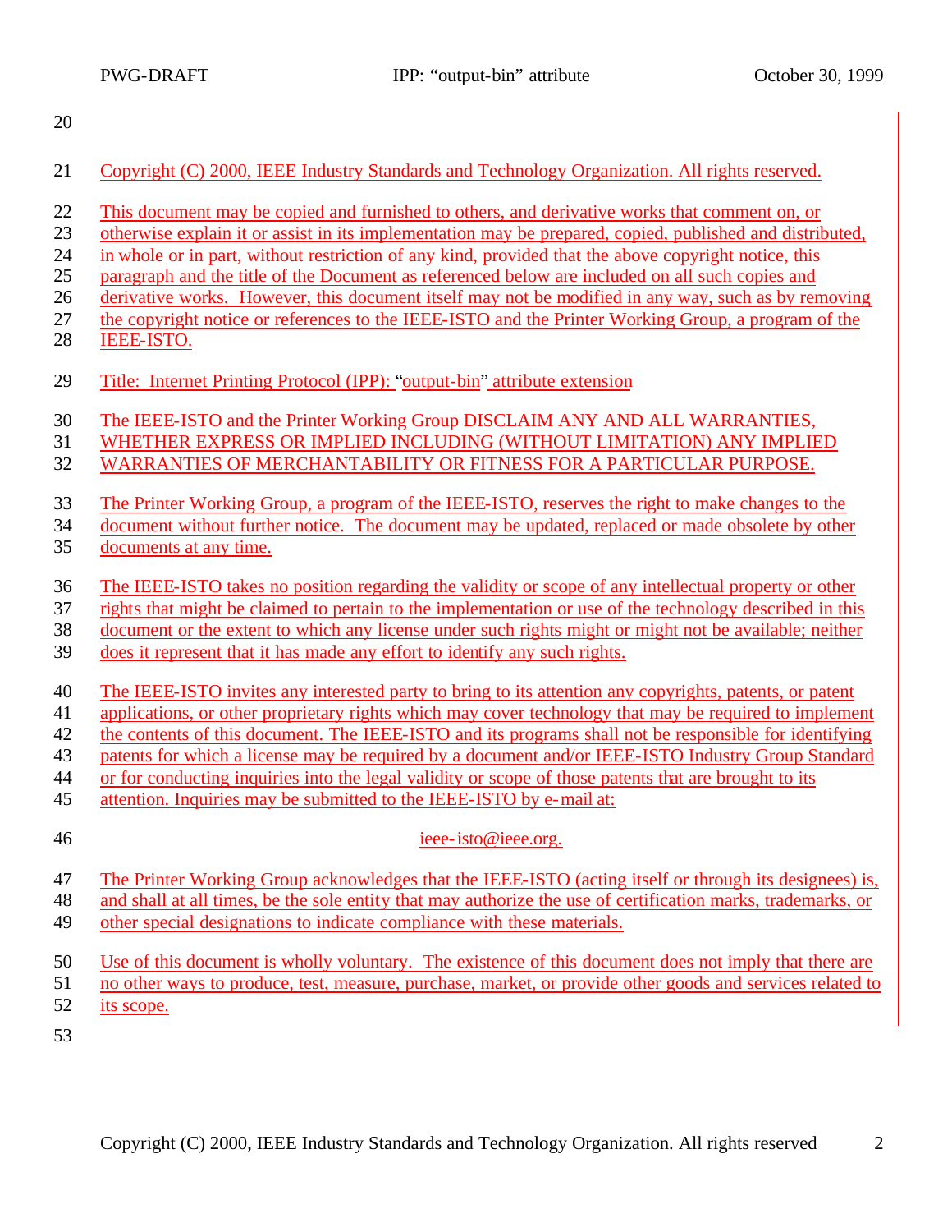Copyright (C) 2000, IEEE Industry Standards and Technology Organization. All rights reserved.

This document may be copied and furnished to others, and derivative works that comment on, or otherwise explain it or assist in its implementation may be prepared, copied, published and distributed, in whole or in part, without restriction of any kind, provided that the above copyright notice, this paragraph and the title of the Document as referenced below are included on all such copies and derivative works. However, this document itself may not be modified in any way, such as by removing the copyright notice or references to the IEEE-ISTO and the Printer Working Group, a program of the IEEE-ISTO.

Title: Internet Printing Protocol (IPP): "output-bin" attribute extension

The IEEE-ISTO and the Printer Working Group DISCLAIM ANY AND ALL WARRANTIES, WHETHER EXPRESS OR IMPLIED INCLUDING (WITHOUT LIMITATION) ANY IMPLIED WARRANTIES OF MERCHANTABILITY OR FITNESS FOR A PARTICULAR PURPOSE.

The Printer Working Group, a program of the IEEE-ISTO, reserves the right to make changes to the document without further notice. The document may be updated, replaced or made obsolete by other documents at any time.

The IEEE-ISTO takes no position regarding the validity or scope of any intellectual property or other rights that might be claimed to pertain to the implementation or use of the technology described in this document or the extent to which any license under such rights might or might not be available; neither does it represent that it has made any effort to identify any such rights.

The IEEE-ISTO invites any interested party to bring to its attention any copyrights, patents, or patent applications, or other proprietary rights which may cover technology that may be required to implement the contents of this document. The IEEE-ISTO and its programs shall not be responsible for identifying patents for which a license may be required by a document and/or IEEE-ISTO Industry Group Standard or for conducting inquiries into the legal validity or scope of those patents that are brought to its attention. Inquiries may be submitted to the IEEE-ISTO by e-mail at:

ieee-isto@ieee.org.

The Printer Working Group acknowledges that the IEEE-ISTO (acting itself or through its designees) is, and shall at all times, be the sole entity that may authorize the use of certification marks, trademarks, or other special designations to indicate compliance with these materials.

Use of this document is wholly voluntary. The existence of this document does not imply that there are no other ways to produce, test, measure, purchase, market, or provide other goods and services related to its scope.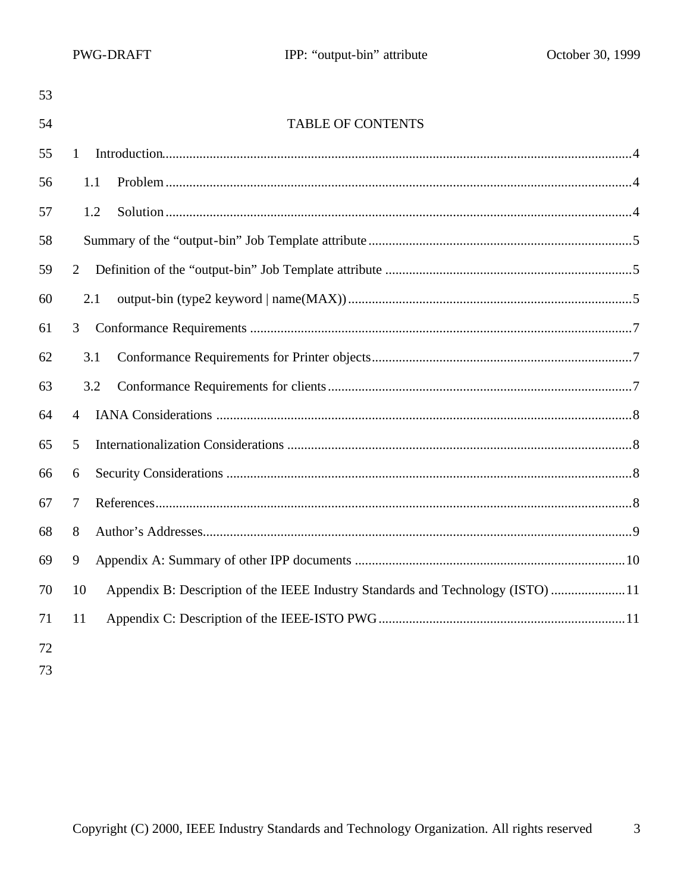## TABLE OF CONTENTS

1 Introduction....4
- 1.1 Problem....4
- 1.2 Solution....4

Summary of the "output-bin" Job Template attribute....5

2 Definition of the "output-bin" Job Template attribute....5
- 2.1 output-bin (type2 keyword | name(MAX))....5

3 Conformance Requirements....7
- 3.1 Conformance Requirements for Printer objects....7
- 3.2 Conformance Requirements for clients....7

4 IANA Considerations....8

5 Internationalization Considerations....8

6 Security Considerations....8

7 References....8

8 Author's Addresses....9

9 Appendix A: Summary of other IPP documents....10

10 Appendix B: Description of the IEEE Industry Standards and Technology (ISTO)....11

11 Appendix C: Description of the IEEE-ISTO PWG....11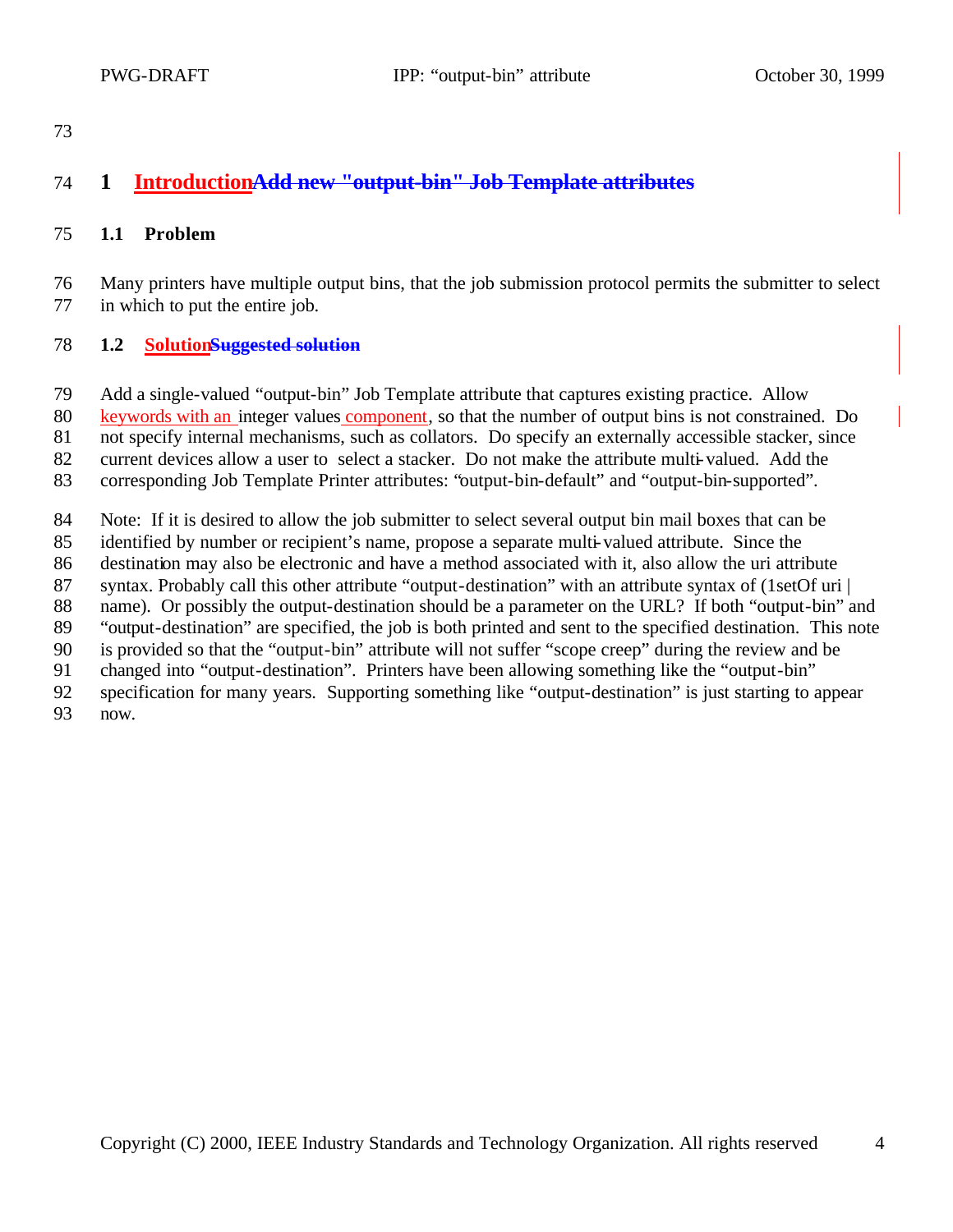# 1 IntroductionAdd new "output-bin" Job Template attributes

## 1.1 Problem

Many printers have multiple output bins, that the job submission protocol permits the submitter to select in which to put the entire job.

## 1.2 SolutionSuggested solution

Add a single-valued “output-bin” Job Template attribute that captures existing practice. Allow keywords with an integer values component, so that the number of output bins is not constrained. Do not specify internal mechanisms, such as collators. Do specify an externally accessible stacker, since current devices allow a user to select a stacker. Do not make the attribute multi-valued. Add the corresponding Job Template Printer attributes: “output-bin-default” and “output-bin-supported”.

Note: If it is desired to allow the job submitter to select several output bin mail boxes that can be identified by number or recipient’s name, propose a separate multi-valued attribute. Since the destination may also be electronic and have a method associated with it, also allow the uri attribute syntax. Probably call this other attribute “output-destination” with an attribute syntax of (1setOf uri | name). Or possibly the output-destination should be a parameter on the URL? If both “output-bin” and “output-destination” are specified, the job is both printed and sent to the specified destination. This note is provided so that the “output-bin” attribute will not suffer “scope creep” during the review and be changed into “output-destination”. Printers have been allowing something like the “output-bin” specification for many years. Supporting something like “output-destination” is just starting to appear now.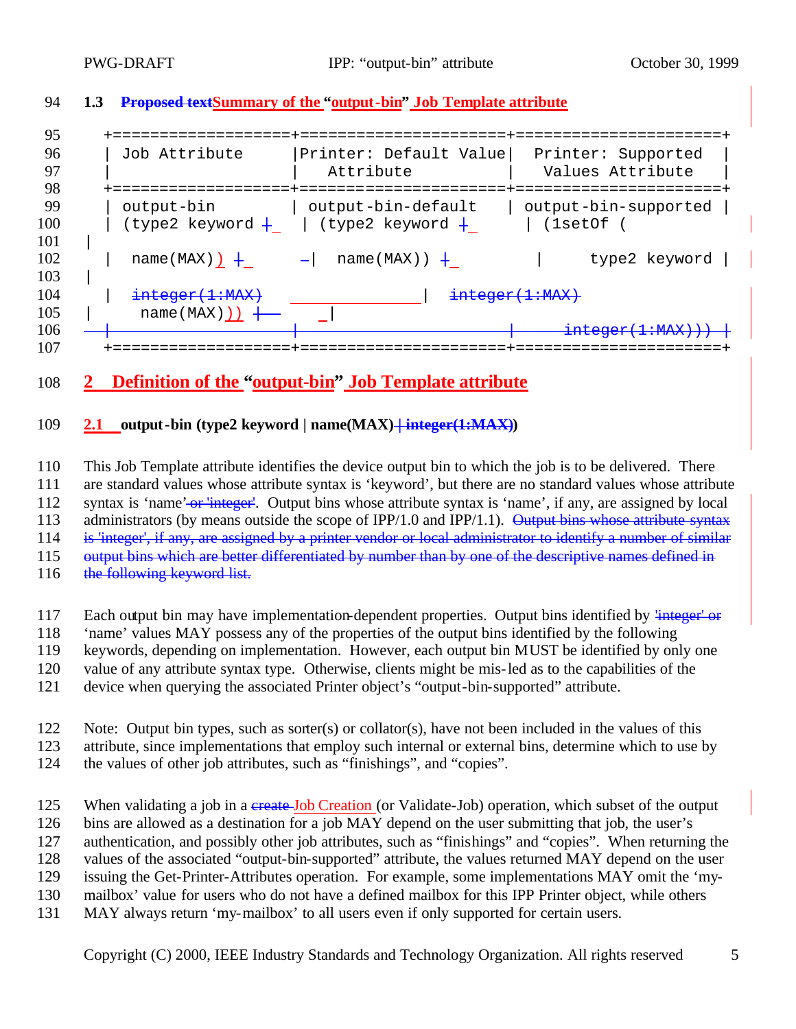### 1.3 Proposed textSummary of the "output-bin" Job Template attribute

```
+===================+======================+======================+
| Job Attribute     |Printer: Default Value|  Printer: Supported  |
|                   |   Attribute          |   Values Attribute   |
+===================+======================+======================+
| output-bin        | output-bin-default   | output-bin-supported |
| (type2 keyword |  | (type2 keyword |     | (1setOf (
|
|  name(MAX))  |     |  name(MAX))  |      |     type2 keyword |
|
|  integer(1:MAX)                     |  integer(1:MAX)
|   name(MAX)))  |                    |
|                 |                      |     integer(1:MAX))) |
+===================+======================+======================+
```

## 2 Definition of the "output-bin" Job Template attribute

### 2.1 output-bin (type2 keyword | name(MAX) | integer(1:MAX))

This Job Template attribute identifies the device output bin to which the job is to be delivered. There are standard values whose attribute syntax is 'keyword', but there are no standard values whose attribute syntax is 'name' or 'integer'. Output bins whose attribute syntax is 'name', if any, are assigned by local administrators (by means outside the scope of IPP/1.0 and IPP/1.1). Output bins whose attribute syntax is 'integer', if any, are assigned by a printer vendor or local administrator to identify a number of similar output bins which are better differentiated by number than by one of the descriptive names defined in the following keyword list.

Each output bin may have implementation-dependent properties. Output bins identified by 'integer' or 'name' values MAY possess any of the properties of the output bins identified by the following keywords, depending on implementation. However, each output bin MUST be identified by only one value of any attribute syntax type. Otherwise, clients might be mis-led as to the capabilities of the device when querying the associated Printer object's "output-bin-supported" attribute.

Note: Output bin types, such as sorter(s) or collator(s), have not been included in the values of this attribute, since implementations that employ such internal or external bins, determine which to use by the values of other job attributes, such as "finishings", and "copies".

When validating a job in a create Job Creation (or Validate-Job) operation, which subset of the output bins are allowed as a destination for a job MAY depend on the user submitting that job, the user's authentication, and possibly other job attributes, such as "finishings" and "copies". When returning the values of the associated "output-bin-supported" attribute, the values returned MAY depend on the user issuing the Get-Printer-Attributes operation. For example, some implementations MAY omit the 'my-mailbox' value for users who do not have a defined mailbox for this IPP Printer object, while others MAY always return 'my-mailbox' to all users even if only supported for certain users.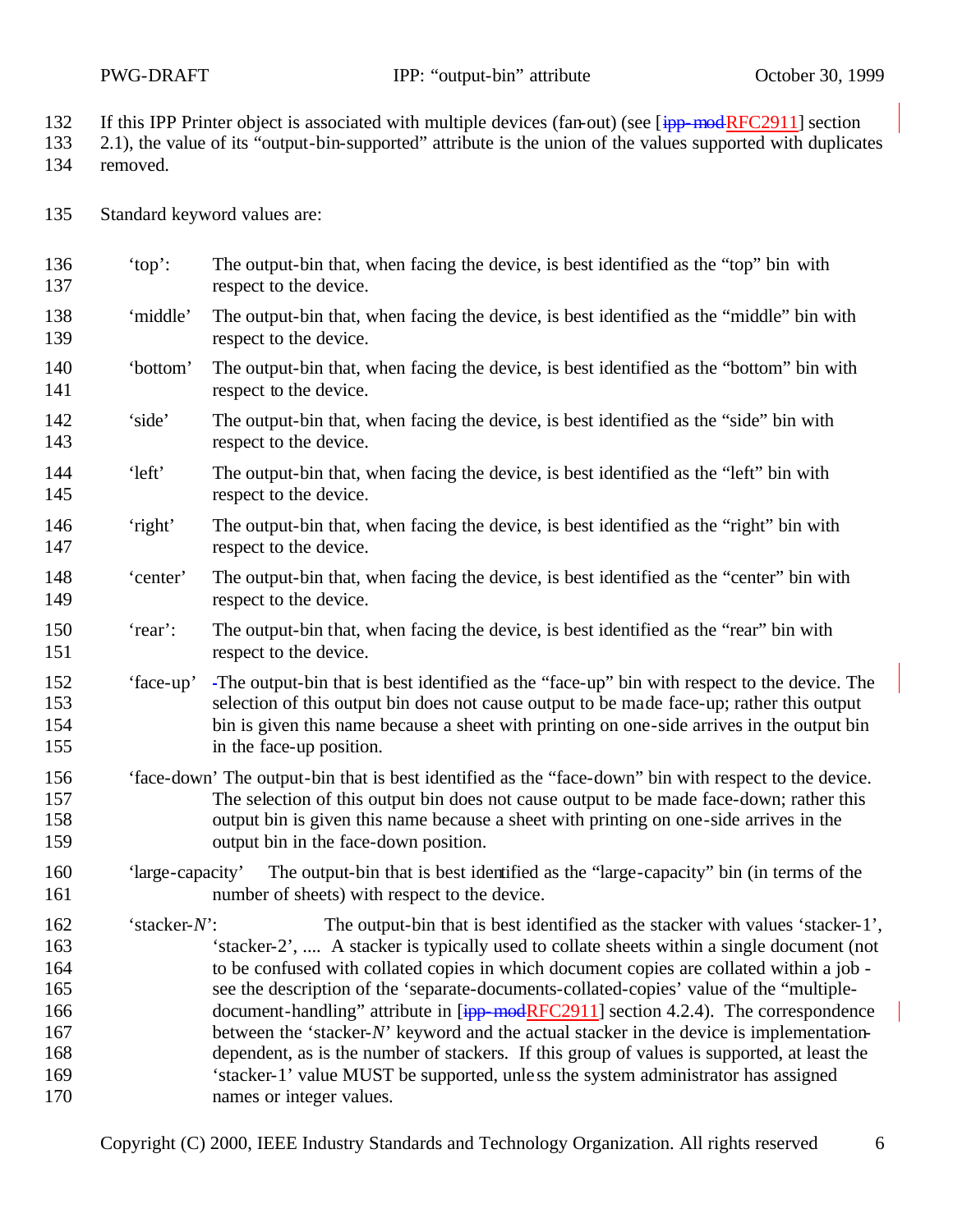If this IPP Printer object is associated with multiple devices (fan-out) (see [~~ipp-mod~~RFC2911] section 2.1), the value of its "output-bin-supported" attribute is the union of the values supported with duplicates removed.

Standard keyword values are:

- 'top': The output-bin that, when facing the device, is best identified as the "top" bin with respect to the device.
- 'middle' The output-bin that, when facing the device, is best identified as the "middle" bin with respect to the device.
- 'bottom' The output-bin that, when facing the device, is best identified as the "bottom" bin with respect to the device.
- 'side' The output-bin that, when facing the device, is best identified as the "side" bin with respect to the device.
- 'left' The output-bin that, when facing the device, is best identified as the "left" bin with respect to the device.
- 'right' The output-bin that, when facing the device, is best identified as the "right" bin with respect to the device.
- 'center' The output-bin that, when facing the device, is best identified as the "center" bin with respect to the device.
- 'rear': The output-bin that, when facing the device, is best identified as the "rear" bin with respect to the device.
- 'face-up' The output-bin that is best identified as the "face-up" bin with respect to the device. The selection of this output bin does not cause output to be made face-up; rather this output bin is given this name because a sheet with printing on one-side arrives in the output bin in the face-up position.
- 'face-down' The output-bin that is best identified as the "face-down" bin with respect to the device. The selection of this output bin does not cause output to be made face-down; rather this output bin is given this name because a sheet with printing on one-side arrives in the output bin in the face-down position.
- 'large-capacity' The output-bin that is best identified as the "large-capacity" bin (in terms of the number of sheets) with respect to the device.
- 'stacker-*N*': The output-bin that is best identified as the stacker with values 'stacker-1', 'stacker-2', .... A stacker is typically used to collate sheets within a single document (not to be confused with collated copies in which document copies are collated within a job - see the description of the 'separate-documents-collated-copies' value of the "multiple-document-handling" attribute in [~~ipp-mod~~RFC2911] section 4.2.4). The correspondence between the 'stacker-*N*' keyword and the actual stacker in the device is implementation-dependent, as is the number of stackers. If this group of values is supported, at least the 'stacker-1' value MUST be supported, unless the system administrator has assigned names or integer values.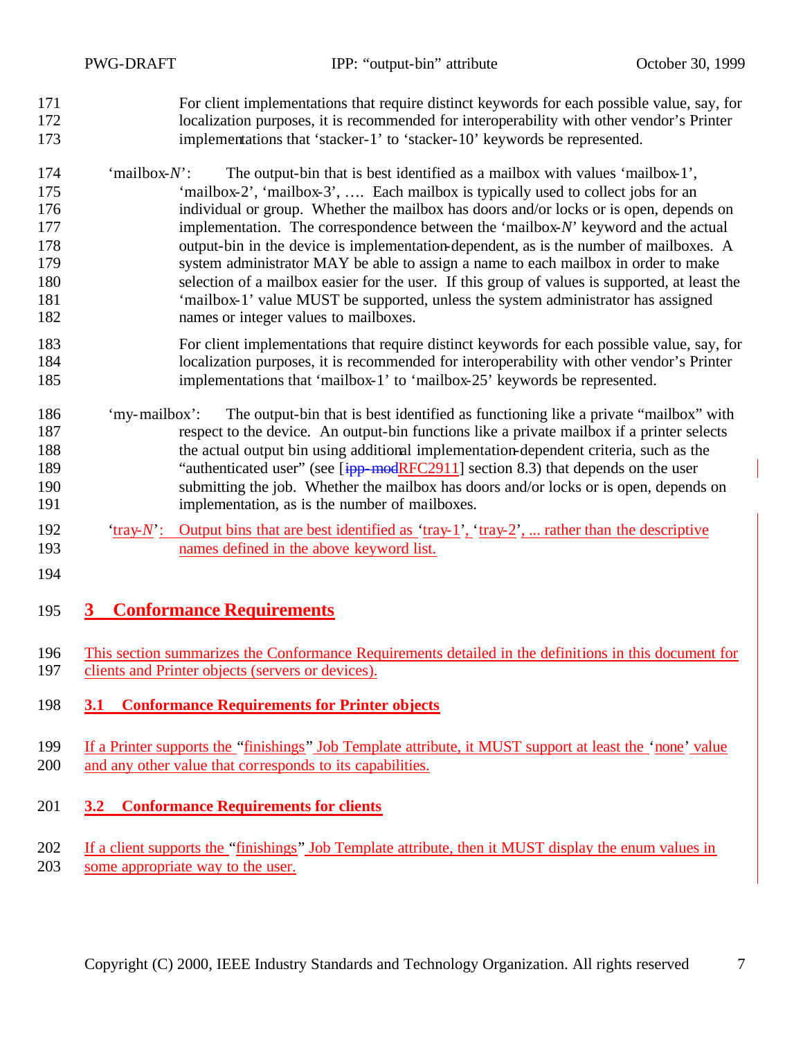For client implementations that require distinct keywords for each possible value, say, for localization purposes, it is recommended for interoperability with other vendor's Printer implementations that 'stacker-1' to 'stacker-10' keywords be represented.

'mailbox-*N*': The output-bin that is best identified as a mailbox with values 'mailbox-1', 'mailbox-2', 'mailbox-3', …. Each mailbox is typically used to collect jobs for an individual or group. Whether the mailbox has doors and/or locks or is open, depends on implementation. The correspondence between the 'mailbox-*N*' keyword and the actual output-bin in the device is implementation-dependent, as is the number of mailboxes. A system administrator MAY be able to assign a name to each mailbox in order to make selection of a mailbox easier for the user. If this group of values is supported, at least the 'mailbox-1' value MUST be supported, unless the system administrator has assigned names or integer values to mailboxes.

For client implementations that require distinct keywords for each possible value, say, for localization purposes, it is recommended for interoperability with other vendor's Printer implementations that 'mailbox-1' to 'mailbox-25' keywords be represented.

'my-mailbox': The output-bin that is best identified as functioning like a private "mailbox" with respect to the device. An output-bin functions like a private mailbox if a printer selects the actual output bin using additional implementation-dependent criteria, such as the "authenticated user" (see [~~ipp-mod~~RFC2911] section 8.3) that depends on the user submitting the job. Whether the mailbox has doors and/or locks or is open, depends on implementation, as is the number of mailboxes.

'tray-*N*': Output bins that are best identified as 'tray-1', 'tray-2', ... rather than the descriptive names defined in the above keyword list.

# 3 Conformance Requirements

This section summarizes the Conformance Requirements detailed in the definitions in this document for clients and Printer objects (servers or devices).

## 3.1 Conformance Requirements for Printer objects

If a Printer supports the "finishings" Job Template attribute, it MUST support at least the 'none' value and any other value that corresponds to its capabilities.

## 3.2 Conformance Requirements for clients

If a client supports the "finishings" Job Template attribute, then it MUST display the enum values in some appropriate way to the user.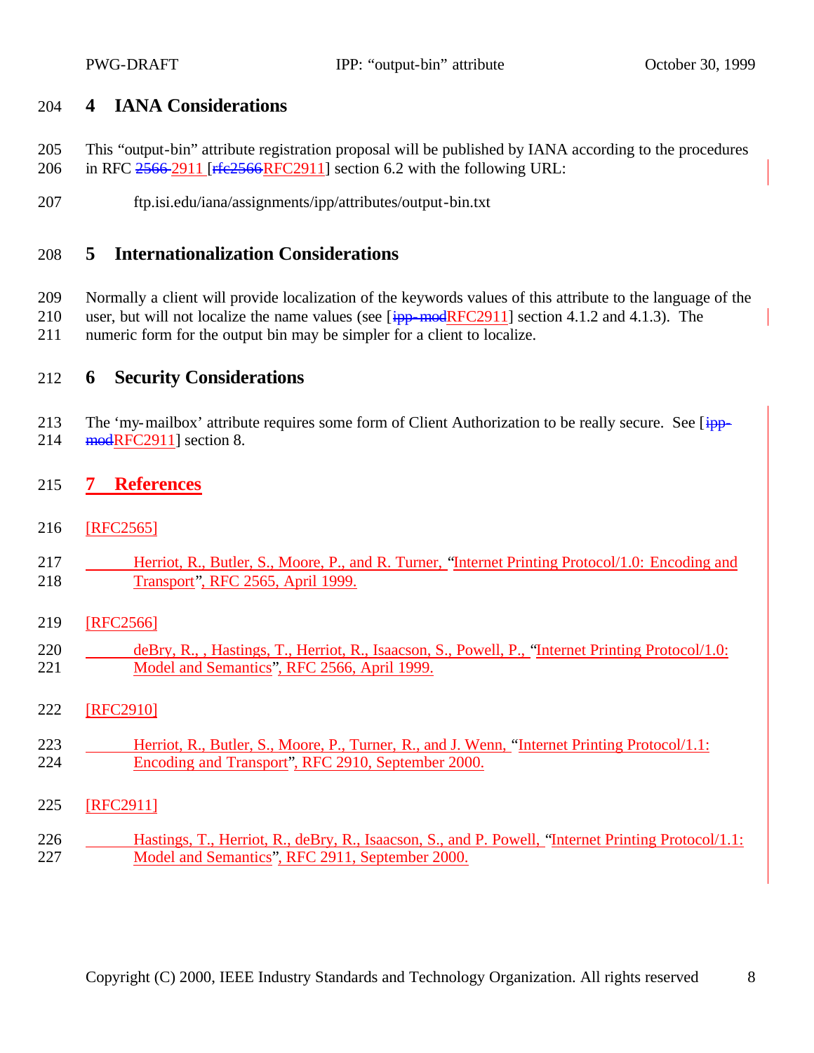## 4 IANA Considerations

This "output-bin" attribute registration proposal will be published by IANA according to the procedures in RFC ~~2566~~ 2911 [~~rfc2566~~RFC2911] section 6.2 with the following URL:

ftp.isi.edu/iana/assignments/ipp/attributes/output-bin.txt

## 5 Internationalization Considerations

Normally a client will provide localization of the keywords values of this attribute to the language of the user, but will not localize the name values (see [~~ipp-mod~~RFC2911] section 4.1.2 and 4.1.3). The numeric form for the output bin may be simpler for a client to localize.

## 6 Security Considerations

The 'my-mailbox' attribute requires some form of Client Authorization to be really secure. See [~~ipp-mod~~RFC2911] section 8.

## 7 References

[RFC2565]

Herriot, R., Butler, S., Moore, P., and R. Turner, "Internet Printing Protocol/1.0: Encoding and Transport", RFC 2565, April 1999.

[RFC2566]

deBry, R., , Hastings, T., Herriot, R., Isaacson, S., Powell, P., "Internet Printing Protocol/1.0: Model and Semantics", RFC 2566, April 1999.

[RFC2910]

Herriot, R., Butler, S., Moore, P., Turner, R., and J. Wenn, "Internet Printing Protocol/1.1: Encoding and Transport", RFC 2910, September 2000.

[RFC2911]

Hastings, T., Herriot, R., deBry, R., Isaacson, S., and P. Powell, "Internet Printing Protocol/1.1: Model and Semantics", RFC 2911, September 2000.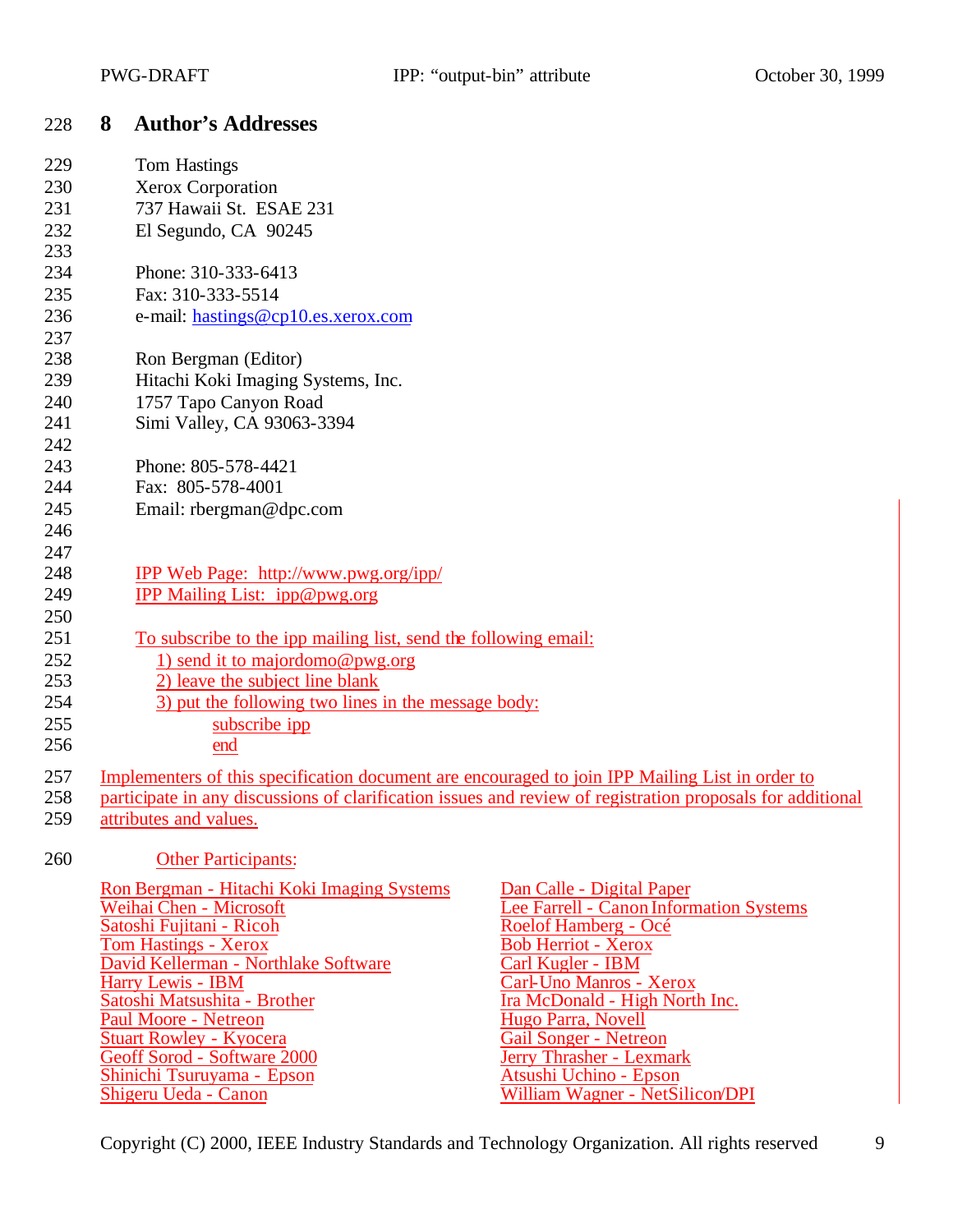# 8 Author's Addresses

Tom Hastings
Xerox Corporation
737 Hawaii St. ESAE 231
El Segundo, CA 90245

Phone: 310-333-6413
Fax: 310-333-5514
e-mail: hastings@cp10.es.xerox.com

Ron Bergman (Editor)
Hitachi Koki Imaging Systems, Inc.
1757 Tapo Canyon Road
Simi Valley, CA 93063-3394

Phone: 805-578-4421
Fax: 805-578-4001
Email: rbergman@dpc.com

IPP Web Page: http://www.pwg.org/ipp/
IPP Mailing List: ipp@pwg.org

To subscribe to the ipp mailing list, send the following email:

1) send it to majordomo@pwg.org
2) leave the subject line blank
3) put the following two lines in the message body:

```
subscribe ipp
end
```

Implementers of this specification document are encouraged to join IPP Mailing List in order to participate in any discussions of clarification issues and review of registration proposals for additional attributes and values.

Other Participants:

| | |
|---|---|
| Ron Bergman - Hitachi Koki Imaging Systems | Dan Calle - Digital Paper |
| Weihai Chen - Microsoft | Lee Farrell - Canon Information Systems |
| Satoshi Fujitani - Ricoh | Roelof Hamberg - Océ |
| Tom Hastings - Xerox | Bob Herriot - Xerox |
| David Kellerman - Northlake Software | Carl Kugler - IBM |
| Harry Lewis - IBM | Carl-Uno Manros - Xerox |
| Satoshi Matsushita - Brother | Ira McDonald - High North Inc. |
| Paul Moore - Netreon | Hugo Parra, Novell |
| Stuart Rowley - Kyocera | Gail Songer - Netreon |
| Geoff Sorod - Software 2000 | Jerry Thrasher - Lexmark |
| Shinichi Tsuruyama - Epson | Atsushi Uchino - Epson |
| Shigeru Ueda - Canon | William Wagner - NetSilicon/DPI |

Copyright (C) 2000, IEEE Industry Standards and Technology Organization. All rights reserved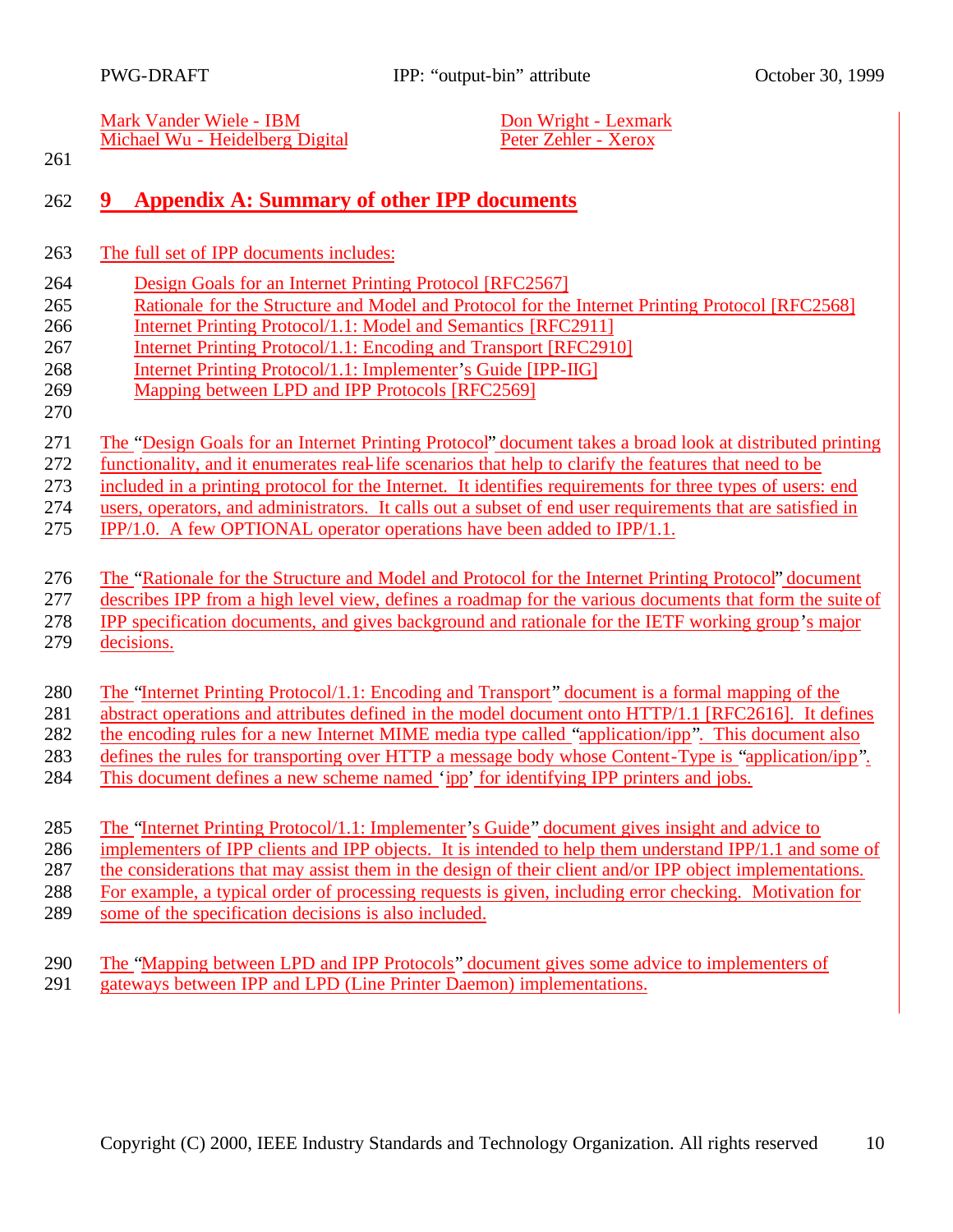Mark Vander Wiele - IBM
Michael Wu - Heidelberg Digital
Don Wright - Lexmark
Peter Zehler - Xerox

# 9 Appendix A: Summary of other IPP documents

The full set of IPP documents includes:

- Design Goals for an Internet Printing Protocol [RFC2567]
- Rationale for the Structure and Model and Protocol for the Internet Printing Protocol [RFC2568]
- Internet Printing Protocol/1.1: Model and Semantics [RFC2911]
- Internet Printing Protocol/1.1: Encoding and Transport [RFC2910]
- Internet Printing Protocol/1.1: Implementer's Guide [IPP-IIG]
- Mapping between LPD and IPP Protocols [RFC2569]

The "Design Goals for an Internet Printing Protocol" document takes a broad look at distributed printing functionality, and it enumerates real-life scenarios that help to clarify the features that need to be included in a printing protocol for the Internet. It identifies requirements for three types of users: end users, operators, and administrators. It calls out a subset of end user requirements that are satisfied in IPP/1.0. A few OPTIONAL operator operations have been added to IPP/1.1.

The "Rationale for the Structure and Model and Protocol for the Internet Printing Protocol" document describes IPP from a high level view, defines a roadmap for the various documents that form the suite of IPP specification documents, and gives background and rationale for the IETF working group's major decisions.

The "Internet Printing Protocol/1.1: Encoding and Transport" document is a formal mapping of the abstract operations and attributes defined in the model document onto HTTP/1.1 [RFC2616]. It defines the encoding rules for a new Internet MIME media type called "application/ipp". This document also defines the rules for transporting over HTTP a message body whose Content-Type is "application/ipp". This document defines a new scheme named 'ipp' for identifying IPP printers and jobs.

The "Internet Printing Protocol/1.1: Implementer's Guide" document gives insight and advice to implementers of IPP clients and IPP objects. It is intended to help them understand IPP/1.1 and some of the considerations that may assist them in the design of their client and/or IPP object implementations. For example, a typical order of processing requests is given, including error checking. Motivation for some of the specification decisions is also included.

The "Mapping between LPD and IPP Protocols" document gives some advice to implementers of gateways between IPP and LPD (Line Printer Daemon) implementations.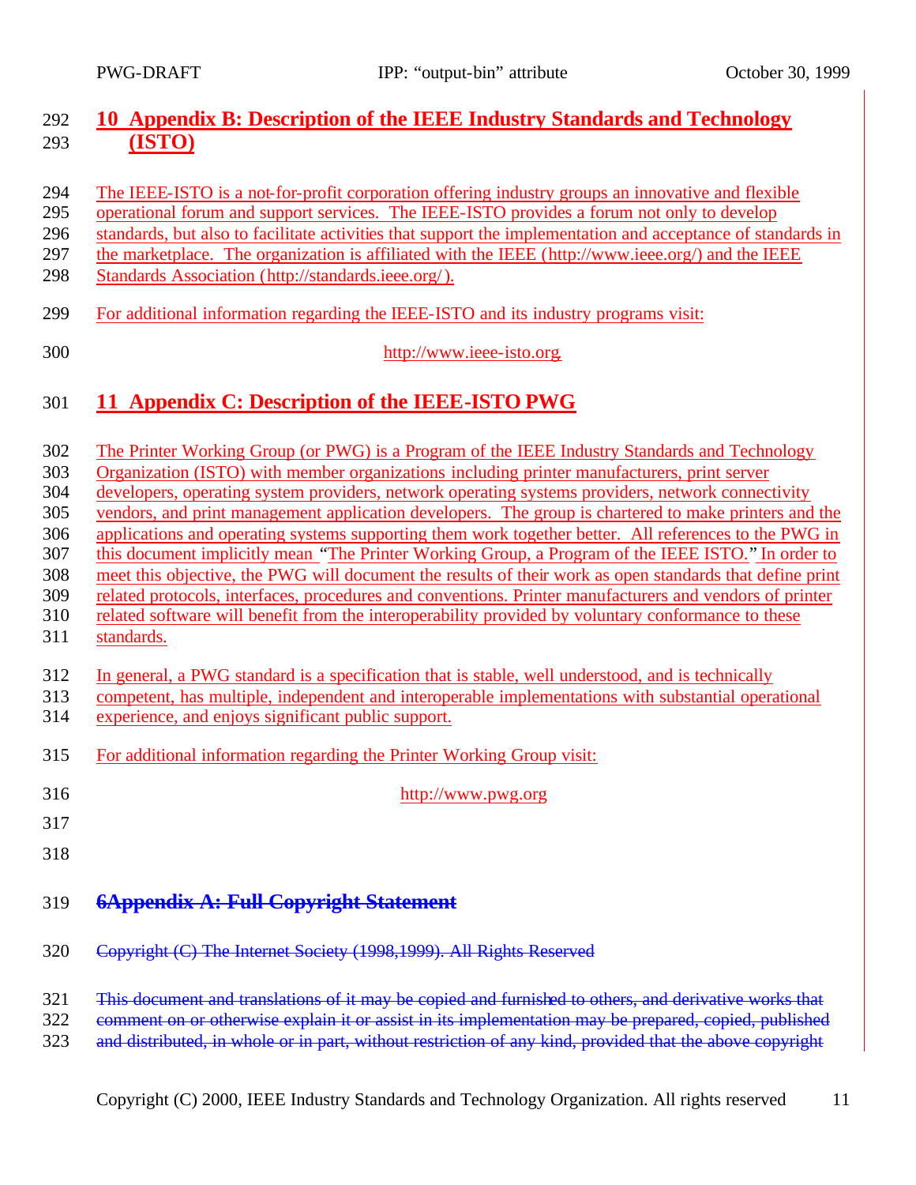## 10 Appendix B: Description of the IEEE Industry Standards and Technology (ISTO)

The IEEE-ISTO is a not-for-profit corporation offering industry groups an innovative and flexible operational forum and support services. The IEEE-ISTO provides a forum not only to develop standards, but also to facilitate activities that support the implementation and acceptance of standards in the marketplace. The organization is affiliated with the IEEE (http://www.ieee.org/) and the IEEE Standards Association (http://standards.ieee.org/).

For additional information regarding the IEEE-ISTO and its industry programs visit:

http://www.ieee-isto.org

## 11 Appendix C: Description of the IEEE-ISTO PWG

The Printer Working Group (or PWG) is a Program of the IEEE Industry Standards and Technology Organization (ISTO) with member organizations including printer manufacturers, print server developers, operating system providers, network operating systems providers, network connectivity vendors, and print management application developers. The group is chartered to make printers and the applications and operating systems supporting them work together better. All references to the PWG in this document implicitly mean "The Printer Working Group, a Program of the IEEE ISTO." In order to meet this objective, the PWG will document the results of their work as open standards that define print related protocols, interfaces, procedures and conventions. Printer manufacturers and vendors of printer related software will benefit from the interoperability provided by voluntary conformance to these standards.

In general, a PWG standard is a specification that is stable, well understood, and is technically competent, has multiple, independent and interoperable implementations with substantial operational experience, and enjoys significant public support.

For additional information regarding the Printer Working Group visit:

http://www.pwg.org

## ~~6Appendix A: Full Copyright Statement~~

~~Copyright (C) The Internet Society (1998,1999). All Rights Reserved~~

~~This document and translations of it may be copied and furnished to others, and derivative works that comment on or otherwise explain it or assist in its implementation may be prepared, copied, published and distributed, in whole or in part, without restriction of any kind, provided that the above copyright~~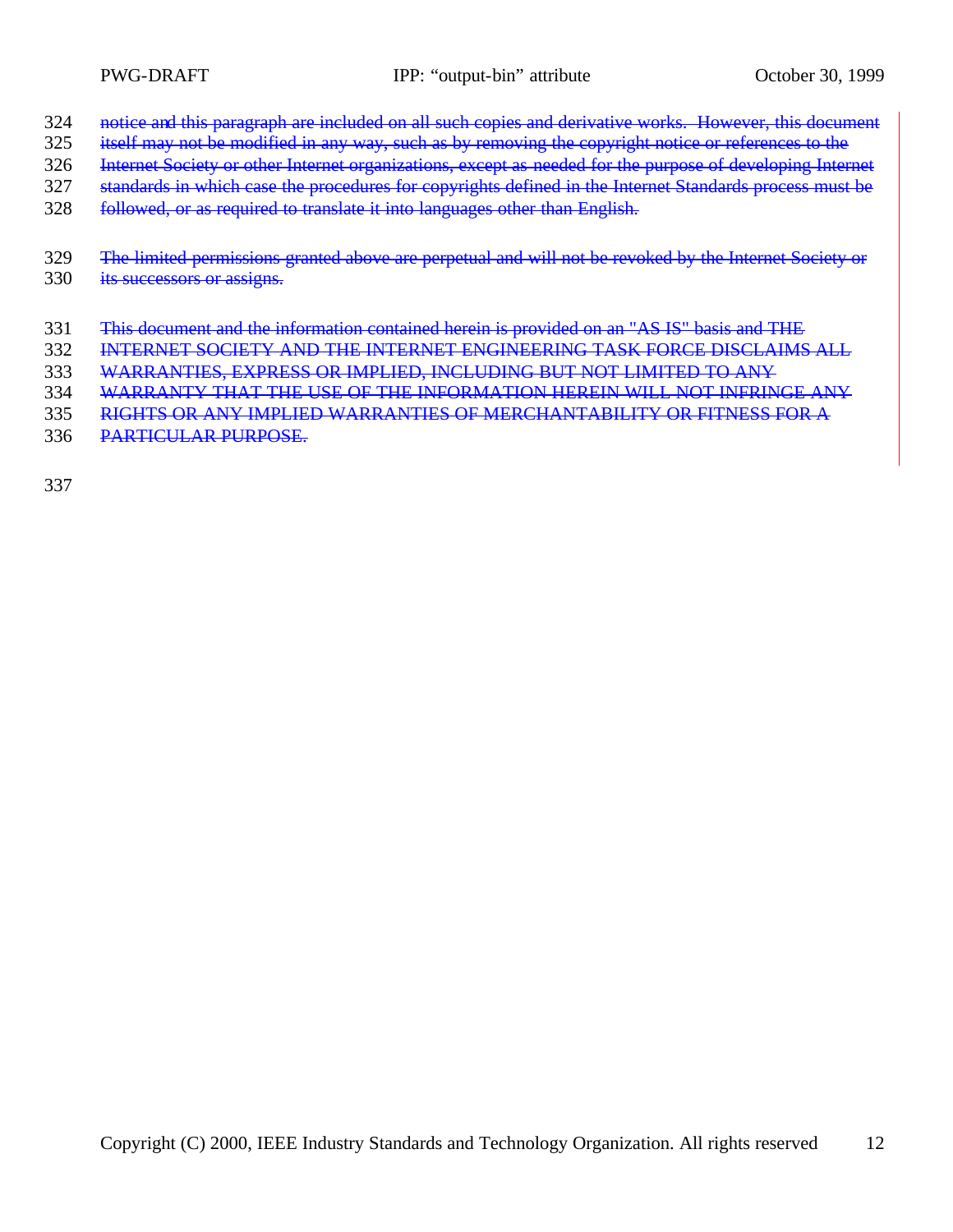~~notice and this paragraph are included on all such copies and derivative works. However, this document itself may not be modified in any way, such as by removing the copyright notice or references to the Internet Society or other Internet organizations, except as needed for the purpose of developing Internet standards in which case the procedures for copyrights defined in the Internet Standards process must be followed, or as required to translate it into languages other than English.~~

~~The limited permissions granted above are perpetual and will not be revoked by the Internet Society or its successors or assigns.~~

~~This document and the information contained herein is provided on an "AS IS" basis and THE INTERNET SOCIETY AND THE INTERNET ENGINEERING TASK FORCE DISCLAIMS ALL WARRANTIES, EXPRESS OR IMPLIED, INCLUDING BUT NOT LIMITED TO ANY WARRANTY THAT THE USE OF THE INFORMATION HEREIN WILL NOT INFRINGE ANY RIGHTS OR ANY IMPLIED WARRANTIES OF MERCHANTABILITY OR FITNESS FOR A PARTICULAR PURPOSE.~~